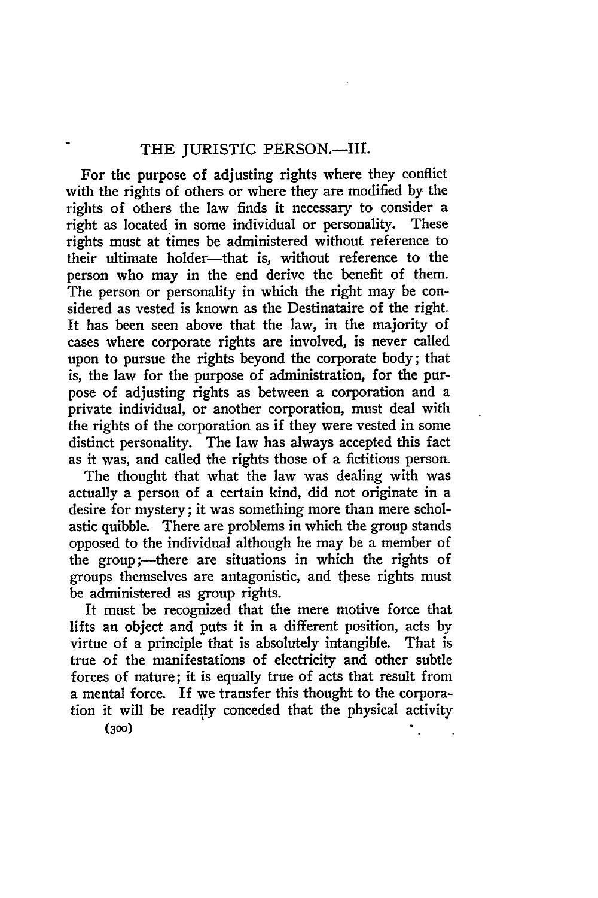# THE JURISTIC PERSON.—III.

For the purpose of adjusting rights where they conflict with the rights of others or where they are modified by the rights of others the law finds it necessary to consider a right as located in some individual or personality. These rights must at times be administered without reference to their ultimate holder—that is, without reference to the person who may in the end derive the benefit of them. The person or personality in which the right may be considered as vested is known as the Destinataire of the right. It has been seen above that the law, in the majority of cases where corporate rights are involved, is never called upon to pursue the rights beyond the corporate body; that is, the law for the purpose of administration, for the purpose of adjusting rights as between a corporation and a private individual, or another corporation, must deal with the rights of the corporation as if they were vested in some distinct personality. The law has always accepted this fact as it was, and called the rights those of a fictitious person.

The thought that what the law was dealing with was actually a person of a certain kind, did not originate in a desire for mystery; it was something more than mere scholastic quibble. There are problems in which the group stands opposed to the individual although he may be a member of the group;—there are situations in which the rights of groups themselves are antagonistic, and these rights must be administered as group rights.

It must be recognized that the mere motive force that lifts an object and puts it in a different position, acts by virtue of a principle that is absolutely intangible. That is true of the manifestations of electricity and other subtle forces of nature; it is equally true of acts that result from a mental force. If we transfer this thought to the corporation it will be readily conceded that the physical activity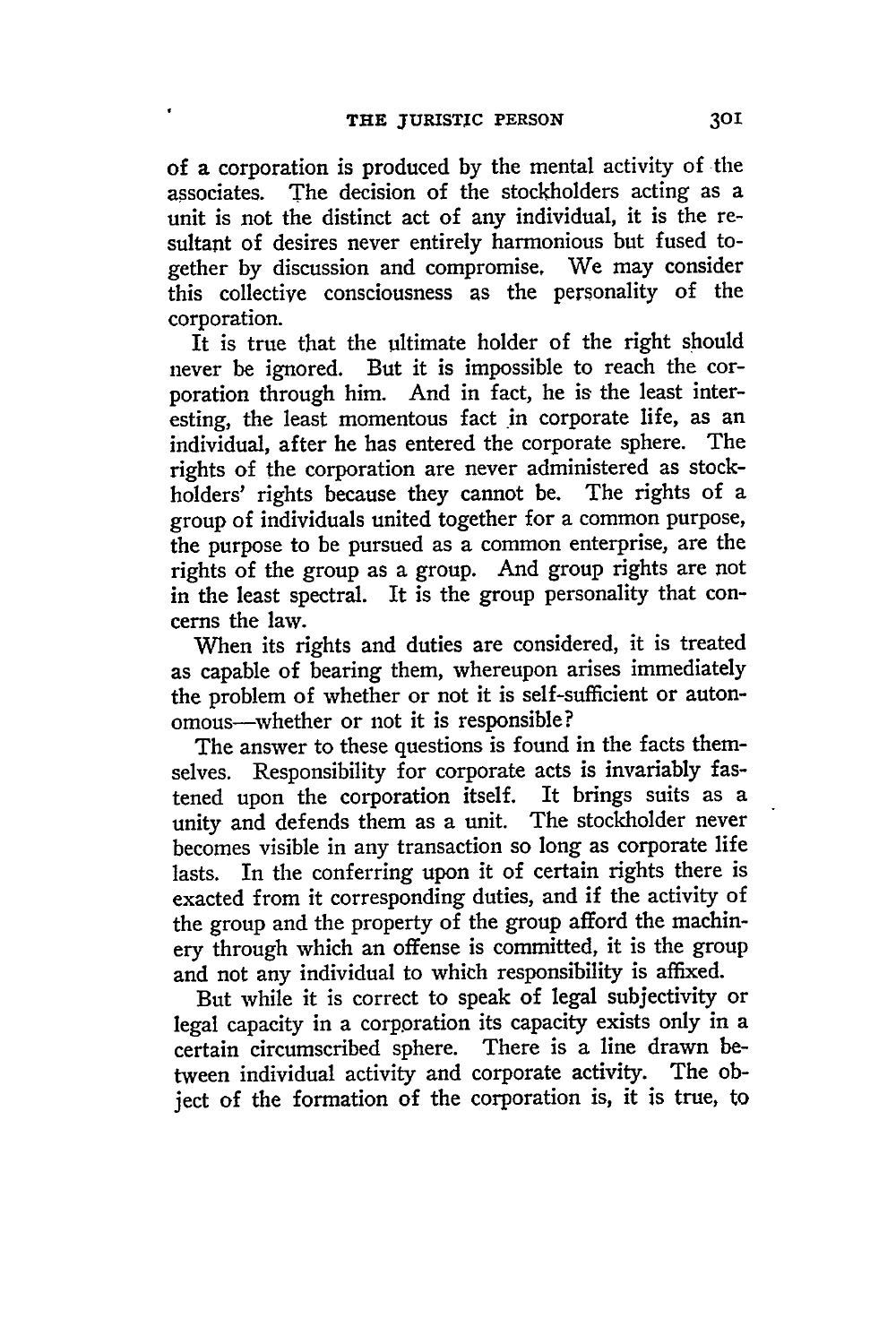of a corporation is produced by the mental activity of the associates. The decision of the stockholders acting as a unit is not the distinct act of any individual, it is the resultant of desires never entirely harmonious but fused together by discussion and compromise. We may consider this collective consciousness as the personality of the corporation.

It is true that the ultimate holder of the right should never be ignored. But it is impossible to reach the corporation through him. And in fact, he is the least interesting, the least momentous fact in corporate life, as an individual, after he has entered the corporate sphere. The rights of the corporation are never administered as stockholders' rights because they cannot be. The rights of a group of individuals united together for a common purpose, the purpose to be pursued as a common enterprise, are the rights of the group as a group. And group rights are not in the least spectral. It is the group personality that concerns the law.

When its rights and duties are considered, it is treated as capable of bearing them, whereupon arises immediately the problem of whether or not it is self-sufficient or autonomous—whether or not it is responsible?

The answer to these questions is found in the facts themselves. Responsibility for corporate acts is invariably fastened upon the corporation itself. It brings suits as a unity and defends them as a unit. The stockholder never becomes visible in any transaction so long as corporate life lasts. In the conferring upon it of certain rights there is exacted from it corresponding duties, and if the activity of the group and the property of the group afford the machinery through which an offense is committed, it is the group and not any individual to which responsibility is affixed.

But while it is correct to speak of legal subjectivity or legal capacity in a corporation its capacity exists only in a certain circumscribed sphere. There is a line drawn between individual activity and corporate activity. The object of the formation of the corporation is, it is true, to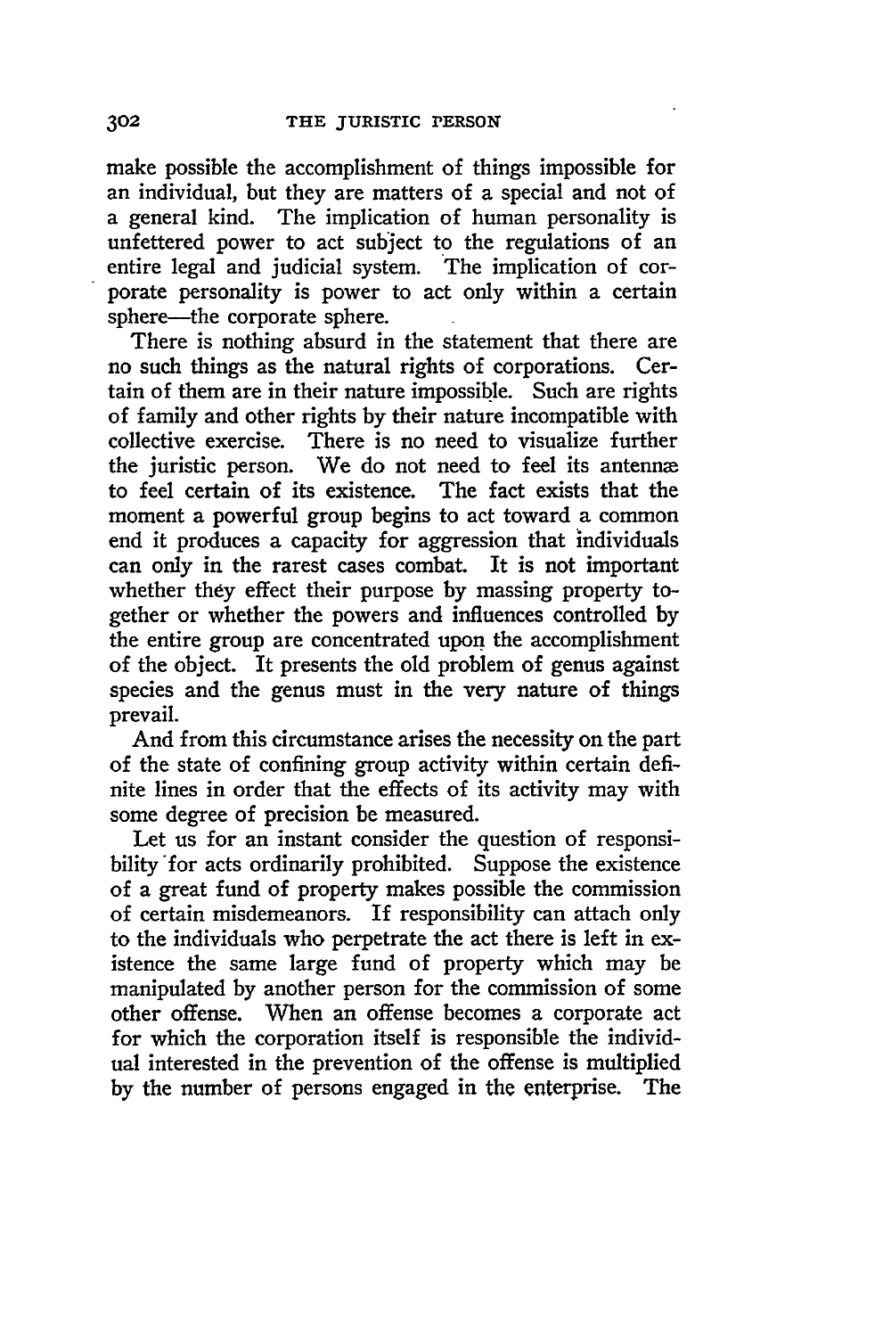make possible the accomplishment of things impossible for an individual, but they are matters of a special and not of a general kind. The implication of human personality is unfettered power to act subject to the regulations of an entire legal and judicial system. The implication of corporate personality is power to act only within a certain sphere—the corporate sphere.

There is nothing absurd in the statement that there are no such things as the natural rights of corporations. Certain of them are in their nature impossible. Such are rights of family and other rights by their nature incompatible with collective exercise. There is no need to visualize further the juristic person. We do not need to feel its antennæ to feel certain of its existence. The fact exists that the moment a powerful group begins to act toward a common end it produces a capacity for aggression that individuals can only in the rarest cases combat. It is not important whether they effect their purpose by massing property together or whether the powers and influences controlled by the entire group are concentrated upon the accomplishment of the object. It presents the old problem of genus against species and the genus must in the very nature of things prevail.

And from this circumstance arises the necessity on the part of the state of confining group activity within certain definite lines in order that the effects of its activity may with some degree of precision be measured.

Let us for an instant consider the question of responsibility for acts ordinarily prohibited. Suppose the existence of a great fund of property makes possible the commission of certain misdemeanors. If responsibility can attach only to the individuals who perpetrate the act there is left in existence the same large fund of property which may be manipulated by another person for the commission of some other offense. When an offense becomes a corporate act for which the corporation itself is responsible the individual interested in the prevention of the offense is multiplied by the number of persons engaged in the enterprise. The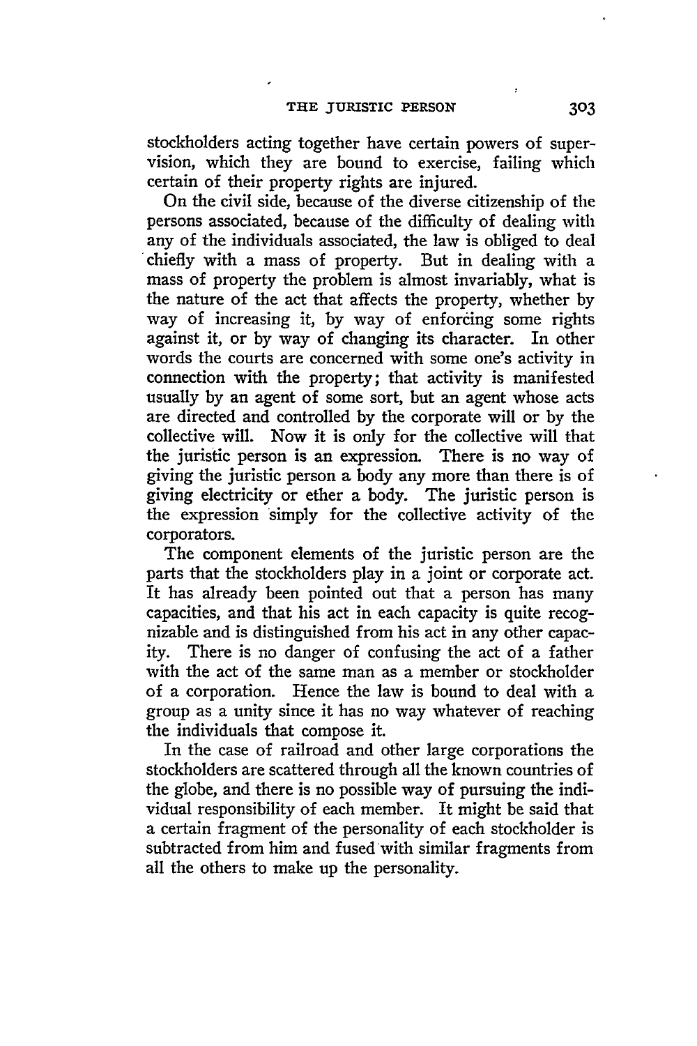stockholders acting together have certain powers of supervision, which they are bound to exercise, failing which certain of their property rights are injured.

On the civil side, because of the diverse citizenship of the persons associated, because of the difficulty of dealing with any of the individuals associated, the law is obliged to deal chiefly with a mass of property. But in dealing with a mass of property the problem is almost invariably, what is the nature of the act that affects the property, whether by way of increasing it, by way of enforcing some rights against it, or by way of changing its character. In other words the courts are concerned with some one's activity in connection with the property; that activity is manifested usually by an agent of some sort, but an agent whose acts are directed and controlled by the corporate will or by the collective will. Now it is only for the collective will that the juristic person is an expression. There is no way of giving the juristic person a body any more than there is of giving electricity or ether a body. The juristic person is the expression simply for the collective activity of the corporators.

The component elements of the juristic person are the parts that the stockholders play in a joint or corporate act. It has already been pointed out that a person has many capacities, and that his act in each capacity is quite recognizable and is distinguished from his act in any other capacity. There is no danger of confusing the act of a father with the act of the same man as a member or stockholder of a corporation. Hence the law is bound to deal with a group as a unity since it has no way whatever of reaching the individuals that compose it.

In the case of railroad and other large corporations the stockholders are scattered through all the known countries of the globe, and there is no possible way of pursuing the individual responsibility of each member. It might be said that a certain fragment of the personality of each stockholder is subtracted from him and fused with similar fragments from all the others to make up the personality.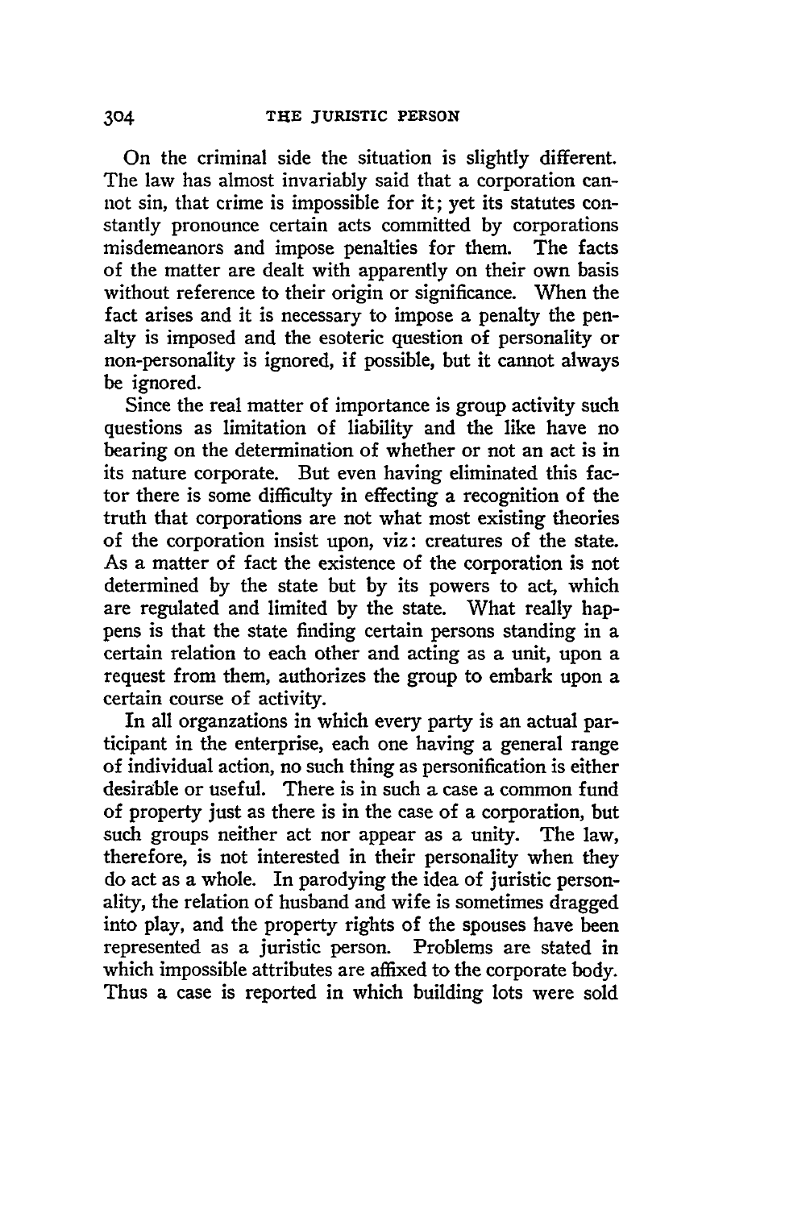On the criminal side the situation is slightly different. The law has almost invariably said that a corporation cannot sin, that crime is impossible for it; yet its statutes constantly pronounce certain acts committed by corporations misdemeanors and impose penalties for them. The facts of the matter are dealt with apparently on their own basis without reference to their origin or significance. When the fact arises and it is necessary to impose a penalty the penalty is imposed and the esoteric question of personality or non-personality is ignored, if possible, but it cannot always be ignored.

Since the real matter of importance is group activity such questions as limitation of liability and the like have no bearing on the determination of whether or not an act is in its nature corporate. But even having eliminated this factor there is some difficulty in effecting a recognition of the truth that corporations are not what most existing theories of the corporation insist upon, viz: creatures of the state. As a matter of fact the existence of the corporation is not determined by the state but by its powers to act, which are regulated and limited by the state. What really happens is that the state finding certain persons standing in a certain relation to each other and acting as a unit, upon a request from them, authorizes the group to embark upon a certain course of activity.

In all organzations in which every party is an actual participant in the enterprise, each one having a general range of individual action, no such thing as personification is either desirable or useful. There is in such a case a common fund of property just as there is in the case of a corporation, but such groups neither act nor appear as a unity. The law, therefore, is not interested in their personality when they do act as a whole. In parodying the idea of juristic personality, the relation of husband and wife is sometimes dragged into play, and the property rights of the spouses have been represented as a juristic person. Problems are stated in which impossible attributes are affixed to the corporate body. Thus a case is reported in which building lots were sold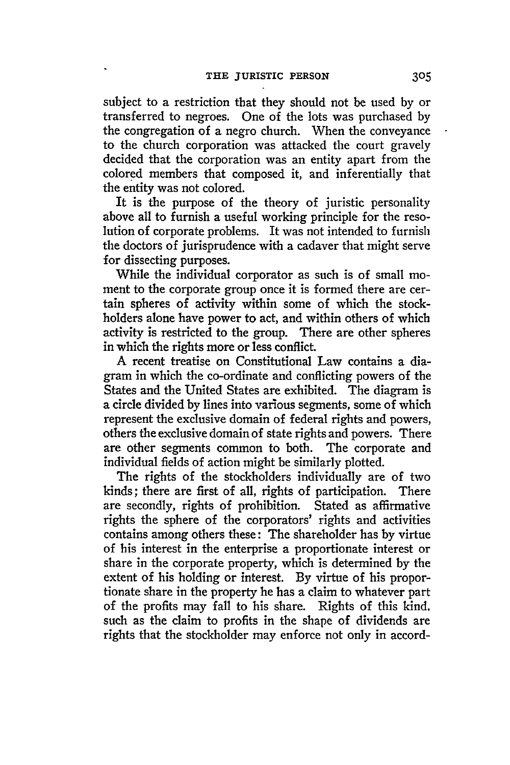subject to a restriction that they should not be used by or transferred to negroes. One of the lots was purchased by the congregation of a negro church. When the conveyance to the church corporation was attacked the court gravely decided that the corporation was an entity apart from the colored members that composed it, and inferentially that the entity was not colored.

It is the purpose of the theory of juristic personality above all to furnish a useful working principle for the resolution of corporate problems. It was not intended to furnish the doctors of jurisprudence with a cadaver that might serve for dissecting purposes.

While the individual corporator as such is of small moment to the corporate group once it is formed there are certain spheres of activity within some of which the stockholders alone have power to act, and within others of which activity is restricted to the group. There are other spheres in which the rights more or less conflict.

A recent treatise on Constitutional Law contains a diagram in which the co-ordinate and conflicting powers of the States and the United States are exhibited. The diagram is a circle divided by lines into various segments, some of which represent the exclusive domain of federal rights and powers, others the exclusive domain of state rights and powers. There are other segments common to both. The corporate and individual fields of action might be similarly plotted.

The rights of the stockholders individually are of two kinds; there are first of all, rights of participation. There are secondly, rights of prohibition. Stated as affirmative rights the sphere of the corporators' rights and activities contains among others these: The shareholder has by virtue of his interest in the enterprise a proportionate interest or share in the corporate property, which is determined by the extent of his holding or interest. By virtue of his proportionate share in the property he has a claim to whatever part of the profits may fall to his share. Rights of this kind, such as the claim to profits in the shape of dividends are rights that the stockholder may enforce not only in accord-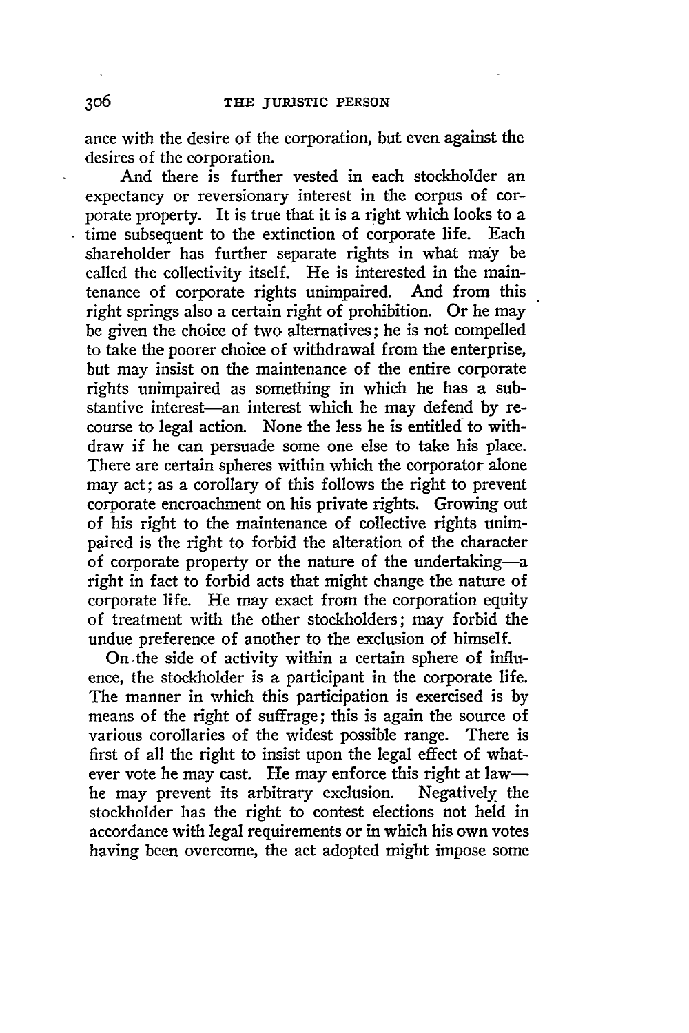ance with the desire of the corporation, but even against the desires of the corporation.

And there is further vested in each stockholder an expectancy or reversionary interest in the corpus of corporate property. It is true that it is a right which looks to a time subsequent to the extinction of corporate life. Each shareholder has further separate rights in what may be called the collectivity itself. He is interested in the maintenance of corporate rights unimpaired. And from this right springs also a certain right of prohibition. Or he may be given the choice of two alternatives; he is not compelled to take the poorer choice of withdrawal from the enterprise, but may insist on the maintenance of the entire corporate rights unimpaired as something in which he has a substantive interest—an interest which he may defend by recourse to legal action. None the less he is entitled to withdraw if he can persuade some one else to take his place. There are certain spheres within which the corporator alone may act; as a corollary of this follows the right to prevent corporate encroachment on his private rights. Growing out of his right to the maintenance of collective rights unimpaired is the right to forbid the alteration of the character of corporate property or the nature of the undertaking—a right in fact to forbid acts that might change the nature of corporate life. He may exact from the corporation equity of treatment with the other stockholders; may forbid the undue preference of another to the exclusion of himself.

On the side of activity within a certain sphere of influence, the stockholder is a participant in the corporate life. The manner in which this participation is exercised is by means of the right of suffrage; this is again the source of various corollaries of the widest possible range. There is first of all the right to insist upon the legal effect of whatever vote he may cast. He may enforce this right at law—he may prevent its arbitrary exclusion. Negatively the stockholder has the right to contest elections not held in accordance with legal requirements or in which his own votes having been overcome, the act adopted might impose some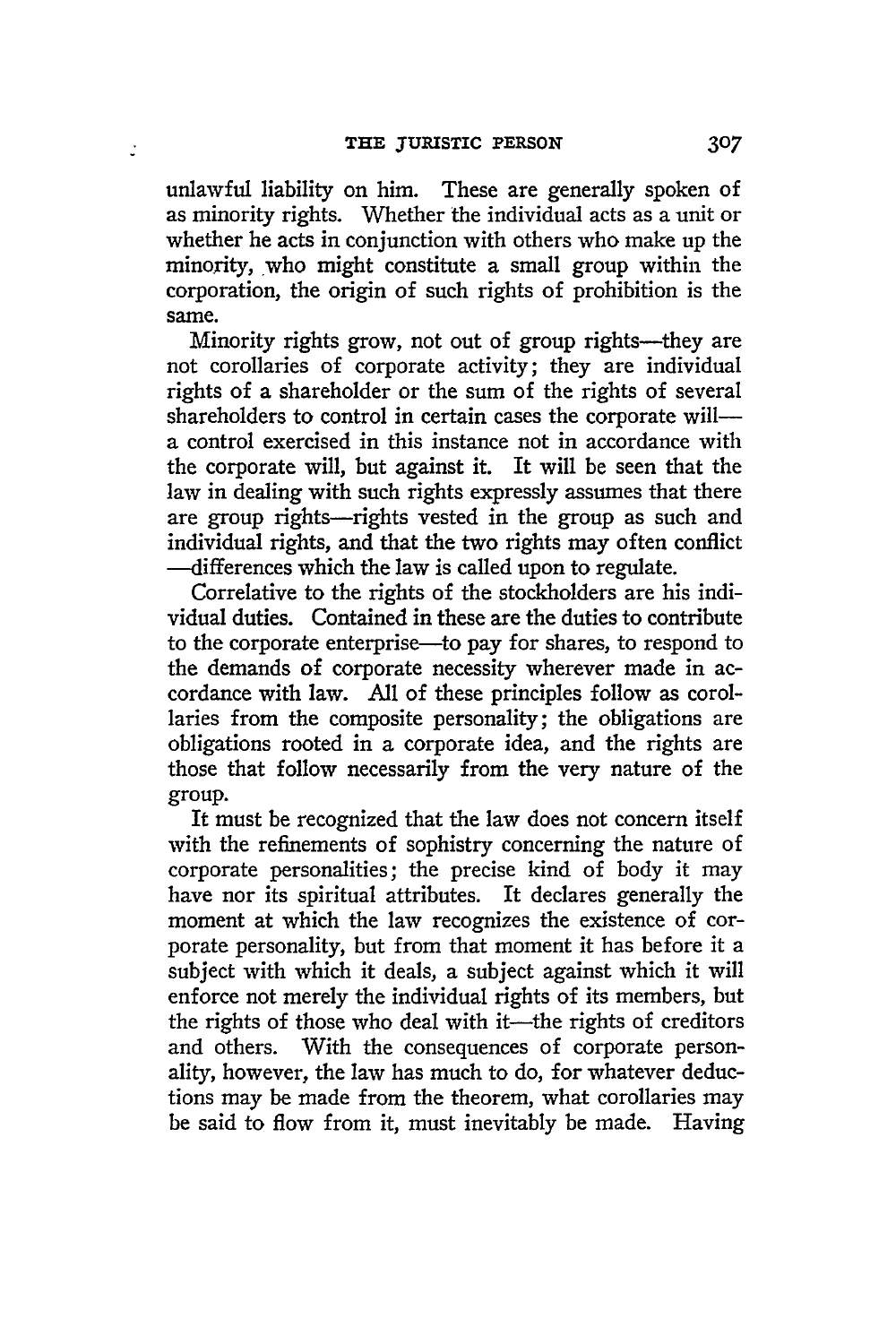unlawful liability on him. These are generally spoken of as minority rights. Whether the individual acts as a unit or whether he acts in conjunction with others who make up the minority, who might constitute a small group within the corporation, the origin of such rights of prohibition is the same.

Minority rights grow, not out of group rights—they are not corollaries of corporate activity; they are individual rights of a shareholder or the sum of the rights of several shareholders to control in certain cases the corporate will—a control exercised in this instance not in accordance with the corporate will, but against it. It will be seen that the law in dealing with such rights expressly assumes that there are group rights—rights vested in the group as such and individual rights, and that the two rights may often conflict—differences which the law is called upon to regulate.

Correlative to the rights of the stockholders are his individual duties. Contained in these are the duties to contribute to the corporate enterprise—to pay for shares, to respond to the demands of corporate necessity wherever made in accordance with law. All of these principles follow as corollaries from the composite personality; the obligations are obligations rooted in a corporate idea, and the rights are those that follow necessarily from the very nature of the group.

It must be recognized that the law does not concern itself with the refinements of sophistry concerning the nature of corporate personalities; the precise kind of body it may have nor its spiritual attributes. It declares generally the moment at which the law recognizes the existence of corporate personality, but from that moment it has before it a subject with which it deals, a subject against which it will enforce not merely the individual rights of its members, but the rights of those who deal with it—the rights of creditors and others. With the consequences of corporate personality, however, the law has much to do, for whatever deductions may be made from the theorem, what corollaries may be said to flow from it, must inevitably be made. Having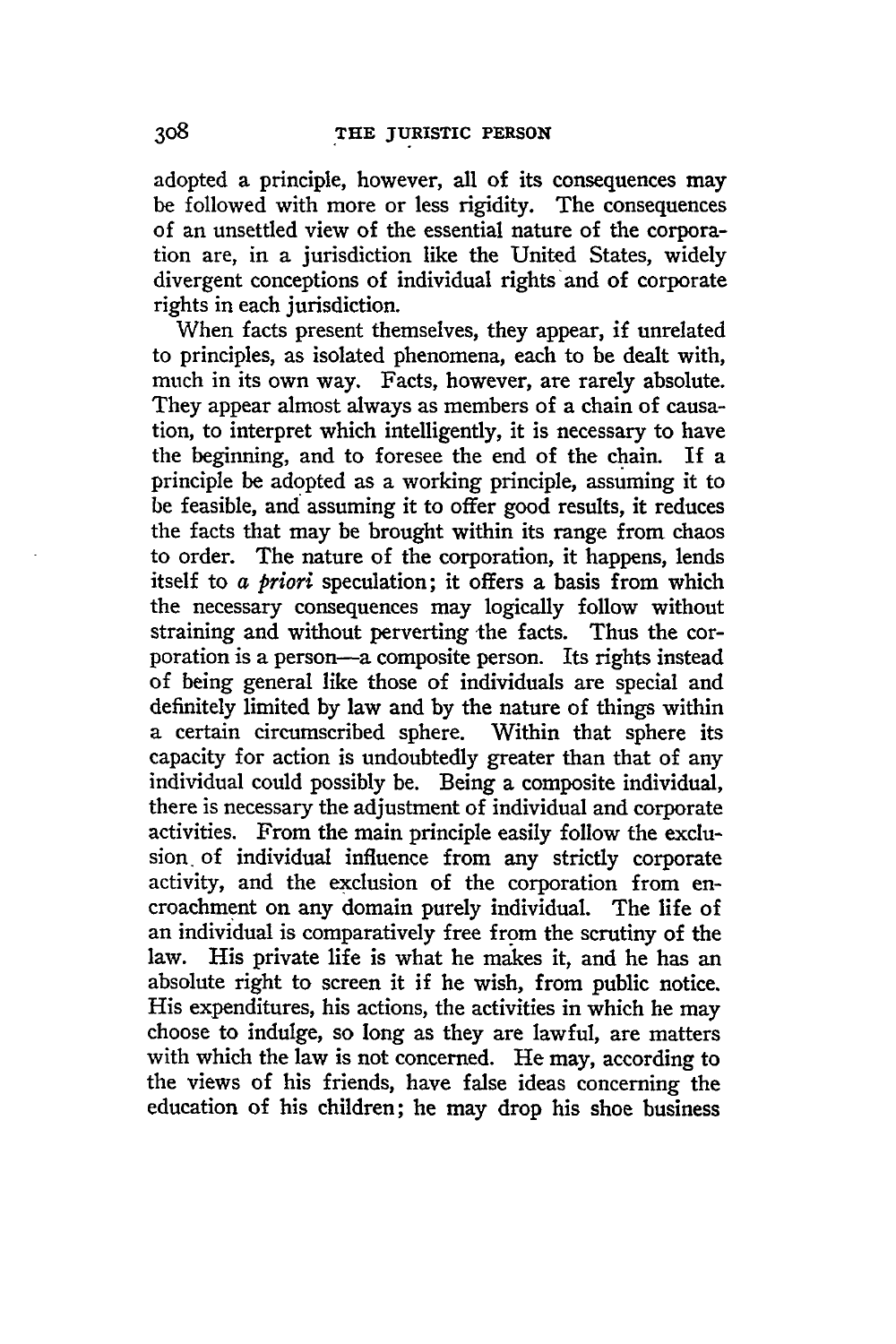adopted a principle, however, all of its consequences may be followed with more or less rigidity. The consequences of an unsettled view of the essential nature of the corporation are, in a jurisdiction like the United States, widely divergent conceptions of individual rights and of corporate rights in each jurisdiction.

When facts present themselves, they appear, if unrelated to principles, as isolated phenomena, each to be dealt with, much in its own way. Facts, however, are rarely absolute. They appear almost always as members of a chain of causation, to interpret which intelligently, it is necessary to have the beginning, and to foresee the end of the chain. If a principle be adopted as a working principle, assuming it to be feasible, and assuming it to offer good results, it reduces the facts that may be brought within its range from chaos to order. The nature of the corporation, it happens, lends itself to *a priori* speculation; it offers a basis from which the necessary consequences may logically follow without straining and without perverting the facts. Thus the corporation is a person—a composite person. Its rights instead of being general like those of individuals are special and definitely limited by law and by the nature of things within a certain circumscribed sphere. Within that sphere its capacity for action is undoubtedly greater than that of any individual could possibly be. Being a composite individual, there is necessary the adjustment of individual and corporate activities. From the main principle easily follow the exclusion of individual influence from any strictly corporate activity, and the exclusion of the corporation from encroachment on any domain purely individual. The life of an individual is comparatively free from the scrutiny of the law. His private life is what he makes it, and he has an absolute right to screen it if he wish, from public notice. His expenditures, his actions, the activities in which he may choose to indulge, so long as they are lawful, are matters with which the law is not concerned. He may, according to the views of his friends, have false ideas concerning the education of his children; he may drop his shoe business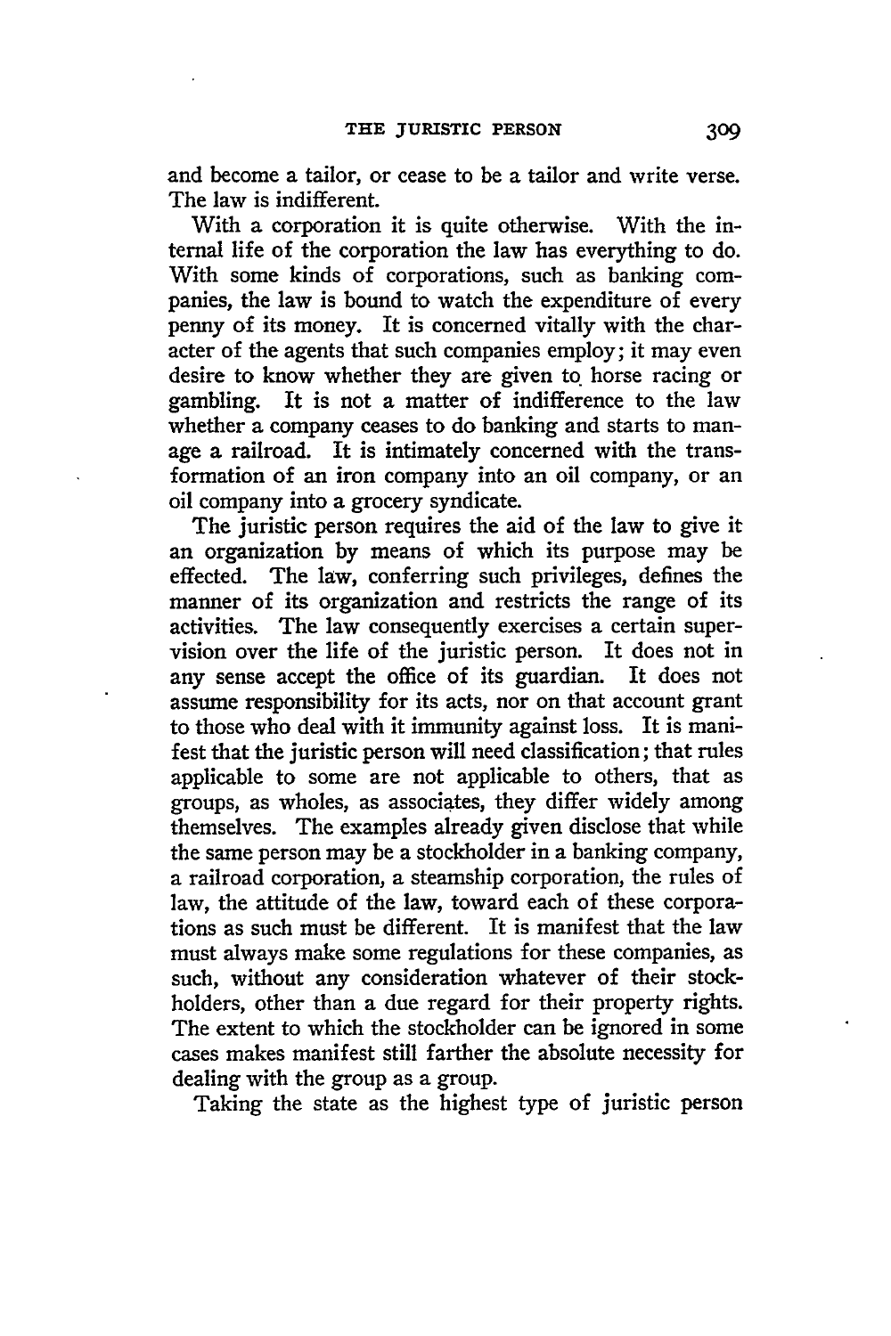and become a tailor, or cease to be a tailor and write verse. The law is indifferent.

With a corporation it is quite otherwise. With the internal life of the corporation the law has everything to do. With some kinds of corporations, such as banking companies, the law is bound to watch the expenditure of every penny of its money. It is concerned vitally with the character of the agents that such companies employ; it may even desire to know whether they are given to horse racing or gambling. It is not a matter of indifference to the law whether a company ceases to do banking and starts to manage a railroad. It is intimately concerned with the transformation of an iron company into an oil company, or an oil company into a grocery syndicate.

The juristic person requires the aid of the law to give it an organization by means of which its purpose may be effected. The law, conferring such privileges, defines the manner of its organization and restricts the range of its activities. The law consequently exercises a certain supervision over the life of the juristic person. It does not in any sense accept the office of its guardian. It does not assume responsibility for its acts, nor on that account grant to those who deal with it immunity against loss. It is manifest that the juristic person will need classification; that rules applicable to some are not applicable to others, that as groups, as wholes, as associates, they differ widely among themselves. The examples already given disclose that while the same person may be a stockholder in a banking company, a railroad corporation, a steamship corporation, the rules of law, the attitude of the law, toward each of these corporations as such must be different. It is manifest that the law must always make some regulations for these companies, as such, without any consideration whatever of their stockholders, other than a due regard for their property rights. The extent to which the stockholder can be ignored in some cases makes manifest still farther the absolute necessity for dealing with the group as a group.

Taking the state as the highest type of juristic person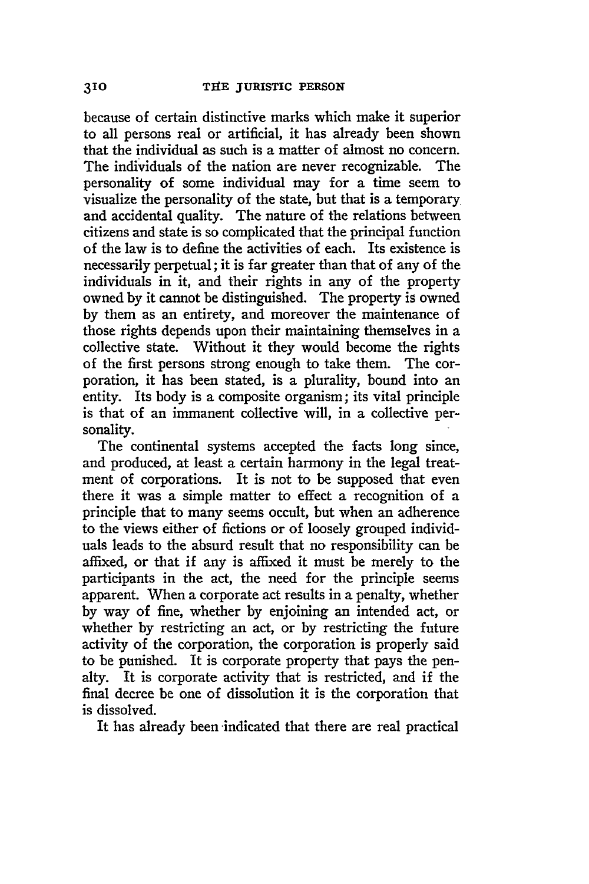because of certain distinctive marks which make it superior to all persons real or artificial, it has already been shown that the individual as such is a matter of almost no concern. The individuals of the nation are never recognizable. The personality of some individual may for a time seem to visualize the personality of the state, but that is a temporary and accidental quality. The nature of the relations between citizens and state is so complicated that the principal function of the law is to define the activities of each. Its existence is necessarily perpetual; it is far greater than that of any of the individuals in it, and their rights in any of the property owned by it cannot be distinguished. The property is owned by them as an entirety, and moreover the maintenance of those rights depends upon their maintaining themselves in a collective state. Without it they would become the rights of the first persons strong enough to take them. The corporation, it has been stated, is a plurality, bound into an entity. Its body is a composite organism; its vital principle is that of an immanent collective will, in a collective personality.

The continental systems accepted the facts long since, and produced, at least a certain harmony in the legal treatment of corporations. It is not to be supposed that even there it was a simple matter to effect a recognition of a principle that to many seems occult, but when an adherence to the views either of fictions or of loosely grouped individuals leads to the absurd result that no responsibility can be affixed, or that if any is affixed it must be merely to the participants in the act, the need for the principle seems apparent. When a corporate act results in a penalty, whether by way of fine, whether by enjoining an intended act, or whether by restricting an act, or by restricting the future activity of the corporation, the corporation is properly said to be punished. It is corporate property that pays the penalty. It is corporate activity that is restricted, and if the final decree be one of dissolution it is the corporation that is dissolved.

It has already been indicated that there are real practical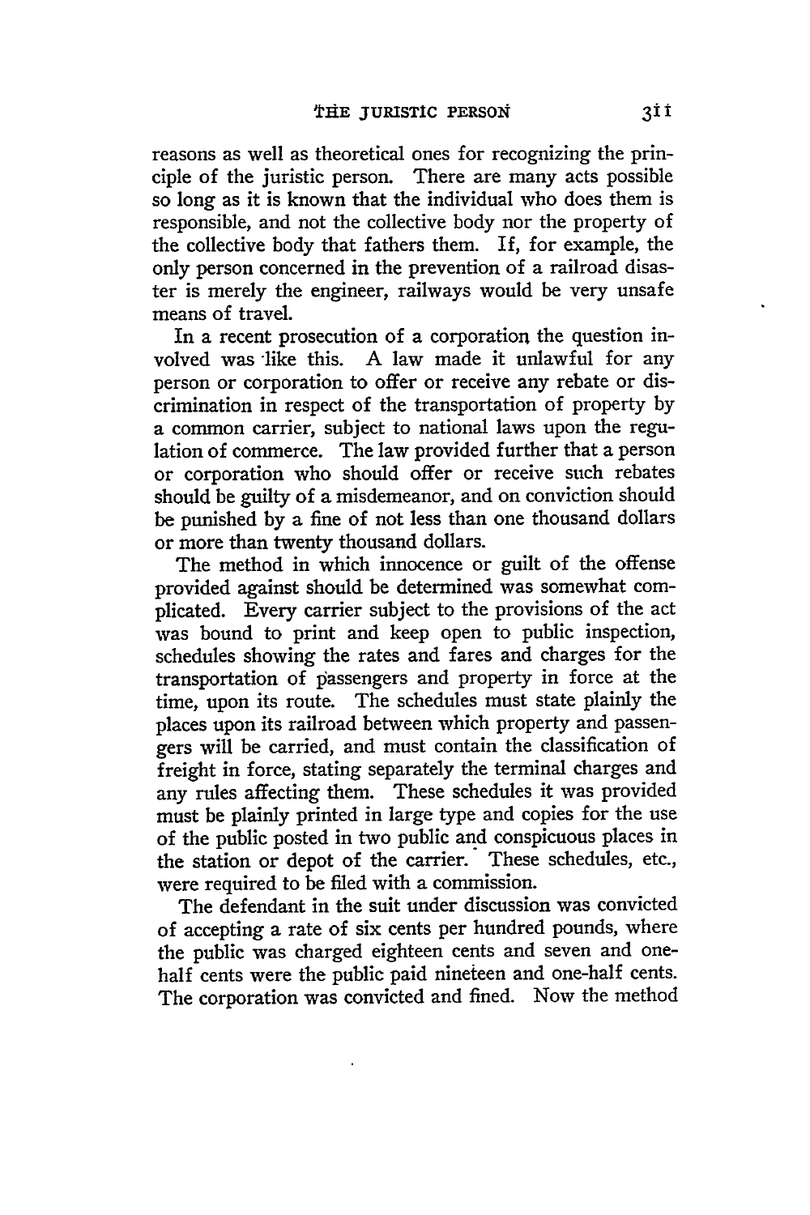reasons as well as theoretical ones for recognizing the principle of the juristic person. There are many acts possible so long as it is known that the individual who does them is responsible, and not the collective body nor the property of the collective body that fathers them. If, for example, the only person concerned in the prevention of a railroad disaster is merely the engineer, railways would be very unsafe means of travel.

In a recent prosecution of a corporation the question involved was like this. A law made it unlawful for any person or corporation to offer or receive any rebate or discrimination in respect of the transportation of property by a common carrier, subject to national laws upon the regulation of commerce. The law provided further that a person or corporation who should offer or receive such rebates should be guilty of a misdemeanor, and on conviction should be punished by a fine of not less than one thousand dollars or more than twenty thousand dollars.

The method in which innocence or guilt of the offense provided against should be determined was somewhat complicated. Every carrier subject to the provisions of the act was bound to print and keep open to public inspection, schedules showing the rates and fares and charges for the transportation of passengers and property in force at the time, upon its route. The schedules must state plainly the places upon its railroad between which property and passengers will be carried, and must contain the classification of freight in force, stating separately the terminal charges and any rules affecting them. These schedules it was provided must be plainly printed in large type and copies for the use of the public posted in two public and conspicuous places in the station or depot of the carrier. These schedules, etc., were required to be filed with a commission.

The defendant in the suit under discussion was convicted of accepting a rate of six cents per hundred pounds, where the public was charged eighteen cents and seven and one-half cents were the public paid nineteen and one-half cents. The corporation was convicted and fined. Now the method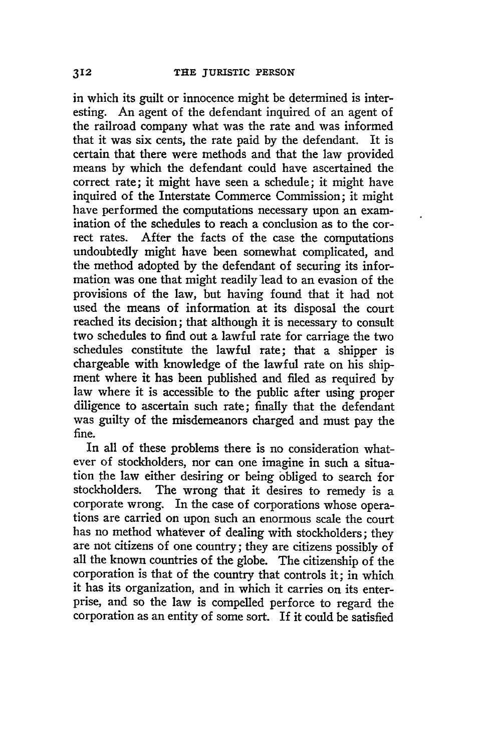in which its guilt or innocence might be determined is interesting. An agent of the defendant inquired of an agent of the railroad company what was the rate and was informed that it was six cents, the rate paid by the defendant. It is certain that there were methods and that the law provided means by which the defendant could have ascertained the correct rate; it might have seen a schedule; it might have inquired of the Interstate Commerce Commission; it might have performed the computations necessary upon an examination of the schedules to reach a conclusion as to the correct rates. After the facts of the case the computations undoubtedly might have been somewhat complicated, and the method adopted by the defendant of securing its information was one that might readily lead to an evasion of the provisions of the law, but having found that it had not used the means of information at its disposal the court reached its decision; that although it is necessary to consult two schedules to find out a lawful rate for carriage the two schedules constitute the lawful rate; that a shipper is chargeable with knowledge of the lawful rate on his shipment where it has been published and filed as required by law where it is accessible to the public after using proper diligence to ascertain such rate; finally that the defendant was guilty of the misdemeanors charged and must pay the fine.

In all of these problems there is no consideration whatever of stockholders, nor can one imagine in such a situation the law either desiring or being obliged to search for stockholders. The wrong that it desires to remedy is a corporate wrong. In the case of corporations whose operations are carried on upon such an enormous scale the court has no method whatever of dealing with stockholders; they are not citizens of one country; they are citizens possibly of all the known countries of the globe. The citizenship of the corporation is that of the country that controls it; in which it has its organization, and in which it carries on its enterprise, and so the law is compelled perforce to regard the corporation as an entity of some sort. If it could be satisfied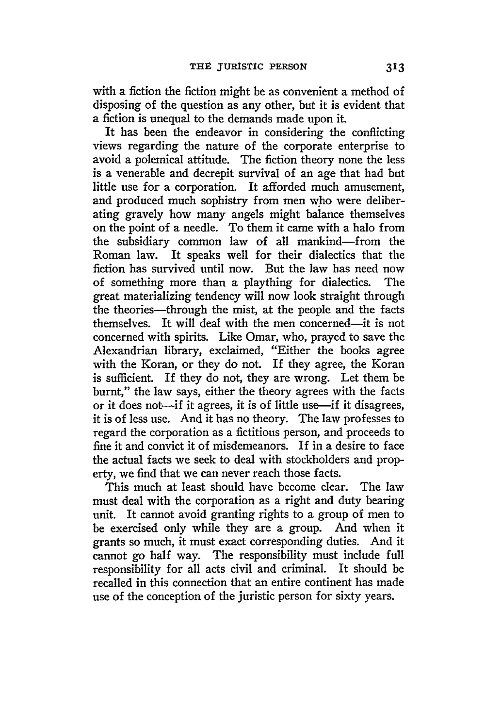with a fiction the fiction might be as convenient a method of disposing of the question as any other, but it is evident that a fiction is unequal to the demands made upon it.

It has been the endeavor in considering the conflicting views regarding the nature of the corporate enterprise to avoid a polemical attitude. The fiction theory none the less is a venerable and decrepit survival of an age that had but little use for a corporation. It afforded much amusement, and produced much sophistry from men who were deliberating gravely how many angels might balance themselves on the point of a needle. To them it came with a halo from the subsidiary common law of all mankind—from the Roman law. It speaks well for their dialectics that the fiction has survived until now. But the law has need now of something more than a plaything for dialectics. The great materializing tendency will now look straight through the theories—through the mist, at the people and the facts themselves. It will deal with the men concerned—it is not concerned with spirits. Like Omar, who, prayed to save the Alexandrian library, exclaimed, "Either the books agree with the Koran, or they do not. If they agree, the Koran is sufficient. If they do not, they are wrong. Let them be burnt," the law says, either the theory agrees with the facts or it does not—if it agrees, it is of little use—if it disagrees, it is of less use. And it has no theory. The law professes to regard the corporation as a fictitious person, and proceeds to fine it and convict it of misdemeanors. If in a desire to face the actual facts we seek to deal with stockholders and property, we find that we can never reach those facts.

This much at least should have become clear. The law must deal with the corporation as a right and duty bearing unit. It cannot avoid granting rights to a group of men to be exercised only while they are a group. And when it grants so much, it must exact corresponding duties. And it cannot go half way. The responsibility must include full responsibility for all acts civil and criminal. It should be recalled in this connection that an entire continent has made use of the conception of the juristic person for sixty years.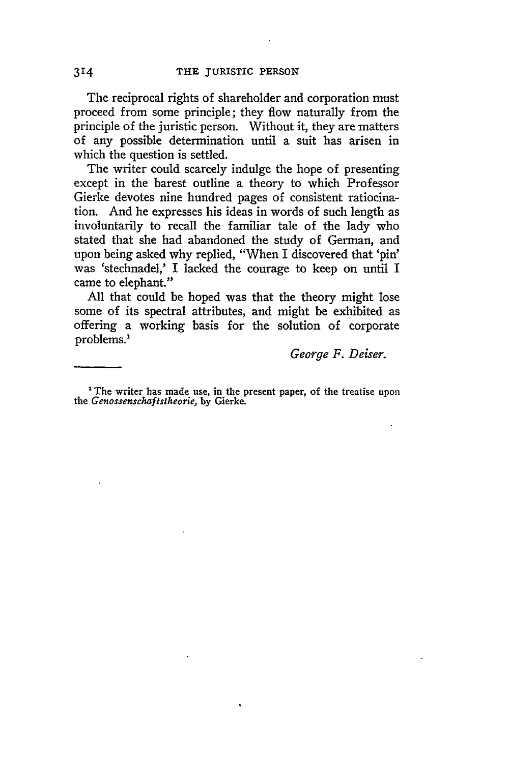The reciprocal rights of shareholder and corporation must proceed from some principle; they flow naturally from the principle of the juristic person. Without it, they are matters of any possible determination until a suit has arisen in which the question is settled.

The writer could scarcely indulge the hope of presenting except in the barest outline a theory to which Professor Gierke devotes nine hundred pages of consistent ratiocination. And he expresses his ideas in words of such length as involuntarily to recall the familiar tale of the lady who stated that she had abandoned the study of German, and upon being asked why replied, "When I discovered that 'pin' was 'stechnadel,' I lacked the courage to keep on until I came to elephant."

All that could be hoped was that the theory might lose some of its spectral attributes, and might be exhibited as offering a working basis for the solution of corporate problems.[1]

*George F. Deiser.*

---

[1] The writer has made use, in the present paper, of the treatise upon the *Genossenschaftstheorie*, by Gierke.